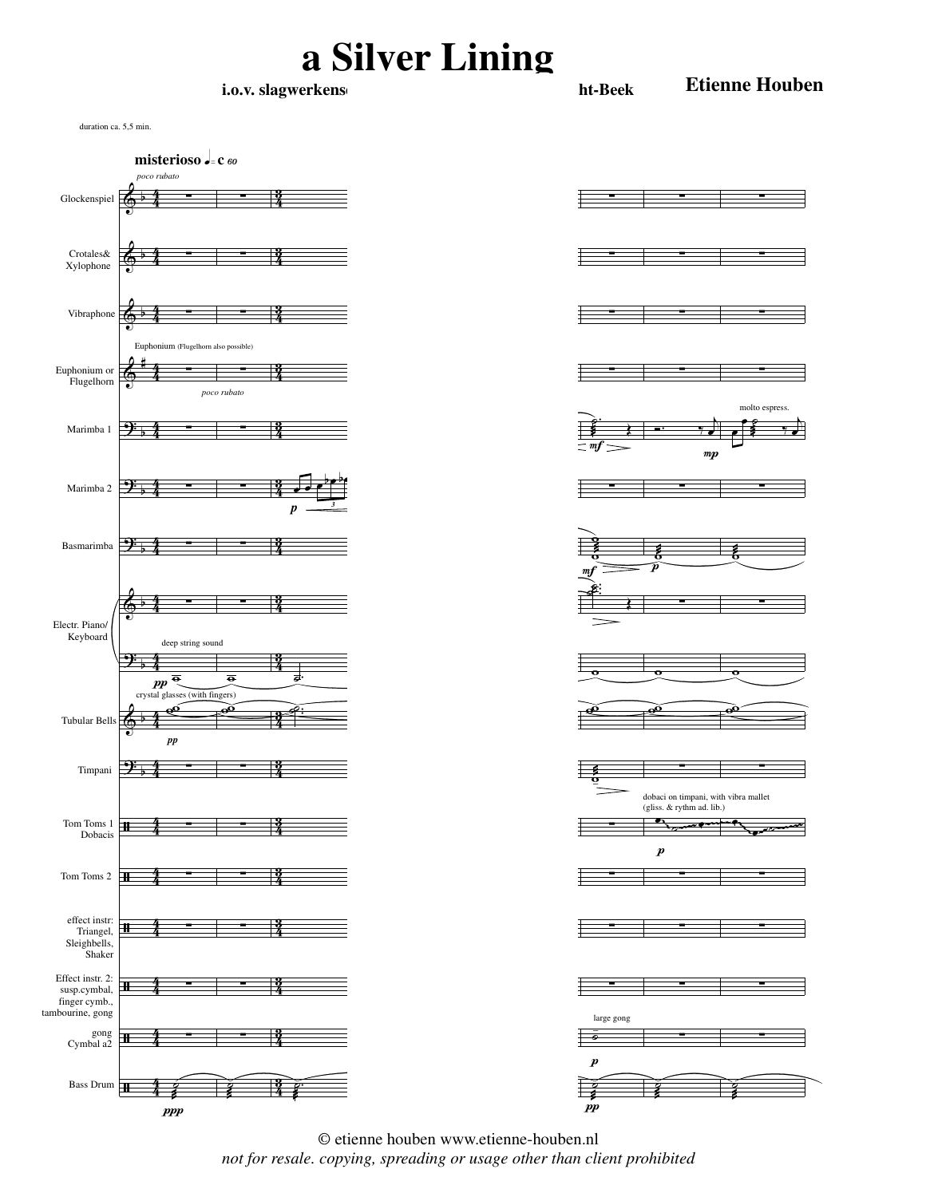# a Silver Lining

**i.o.v. slagwerkens... ht-Beek**

**Etienne Houben**

duration ca. 5,5 min.

**misterioso** ♩= c 60

*poco rubato*

Glockenspiel

Crotales& Xylophone

Vibraphone

Euphonium (Flugelhorn also possible)

Euphonium or Flugelhorn

*poco rubato*

Marimba 1

molto espress.

Marimba 2

Basmarimba

Electr. Piano/ Keyboard

deep string sound

crystal glasses (with fingers)

Tubular Bells

Timpani

dobaci on timpani, with vibra mallet (gliss. & rythm ad. lib.)

Tom Toms 1 Dobacis

Tom Toms 2

effect instr: Triangel, Sleighbells, Shaker

Effect instr. 2: susp.cymbal, finger cymb., tambourine, gong

large gong

gong Cymbal a2

Bass Drum

© etienne houben www.etienne-houben.nl

*not for resale. copying, spreading or usage other than client prohibited*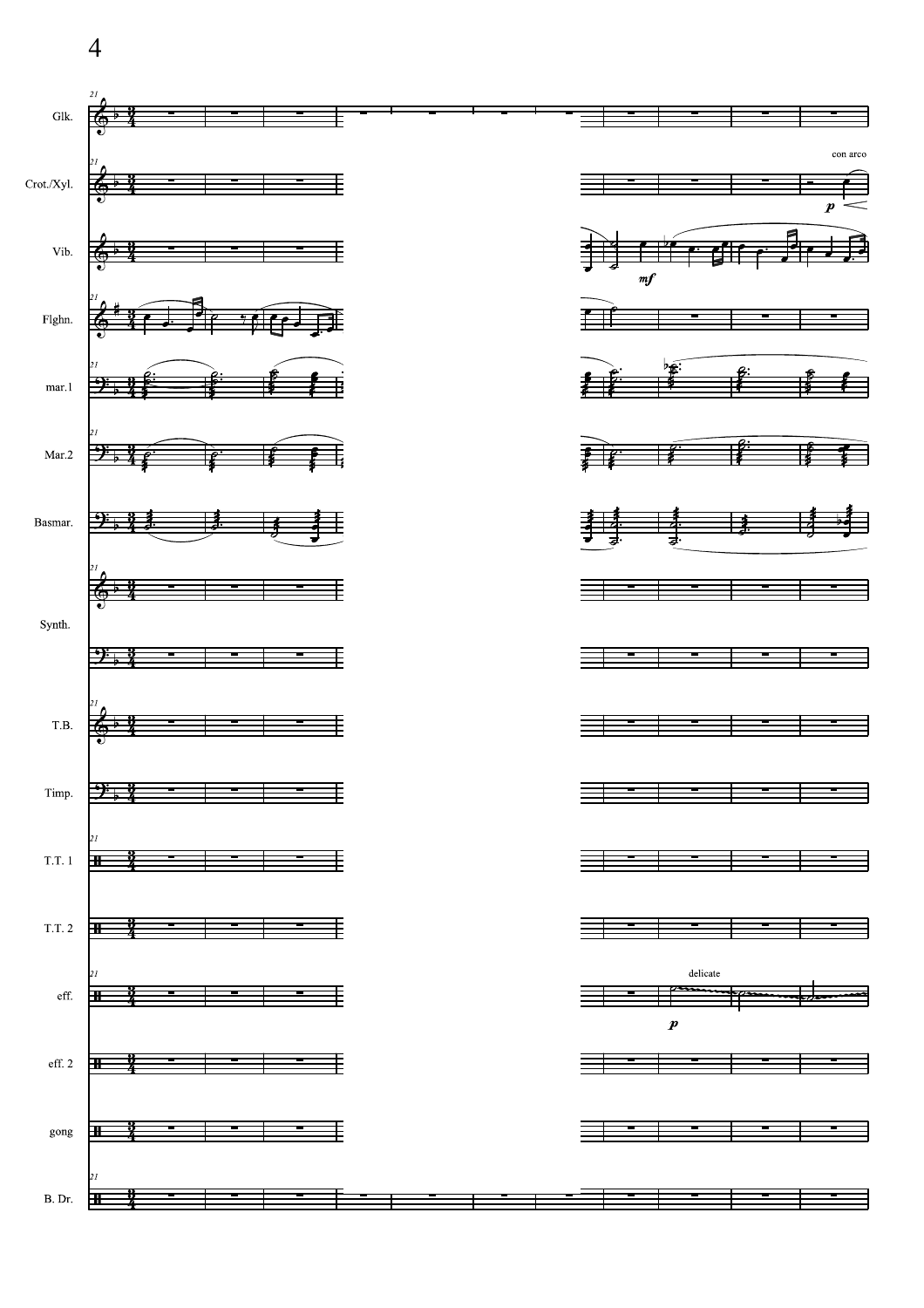Glk.

Crot./Xyl.

con arco

Vib.

Flghn.

mar.1

Mar.2

Basmar.

Synth.

T.B.

Timp.

T.T. 1

T.T. 2

eff.

delicate

eff. 2

gong

B. Dr.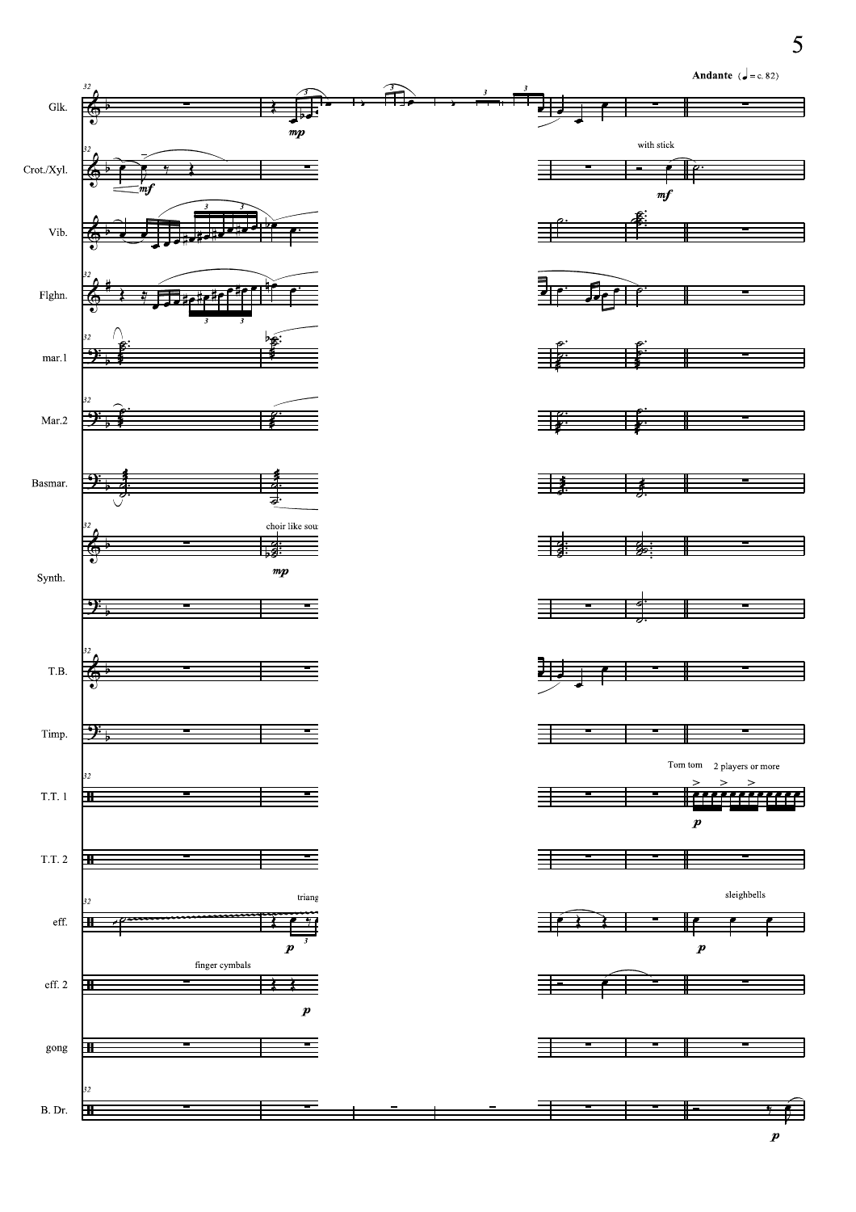**Andante** (♩ = c. 82)

Glk.

Crot./Xyl. — with stick

Vib.

Flghn.

mar.1

Mar.2

Basmar.

Synth. — choir like sou

T.B.

Timp.

T.T. 1 — Tom tom 2 players or more

T.T. 2

eff. — triang — sleighbells

eff. 2 — finger cymbals

gong

B. Dr.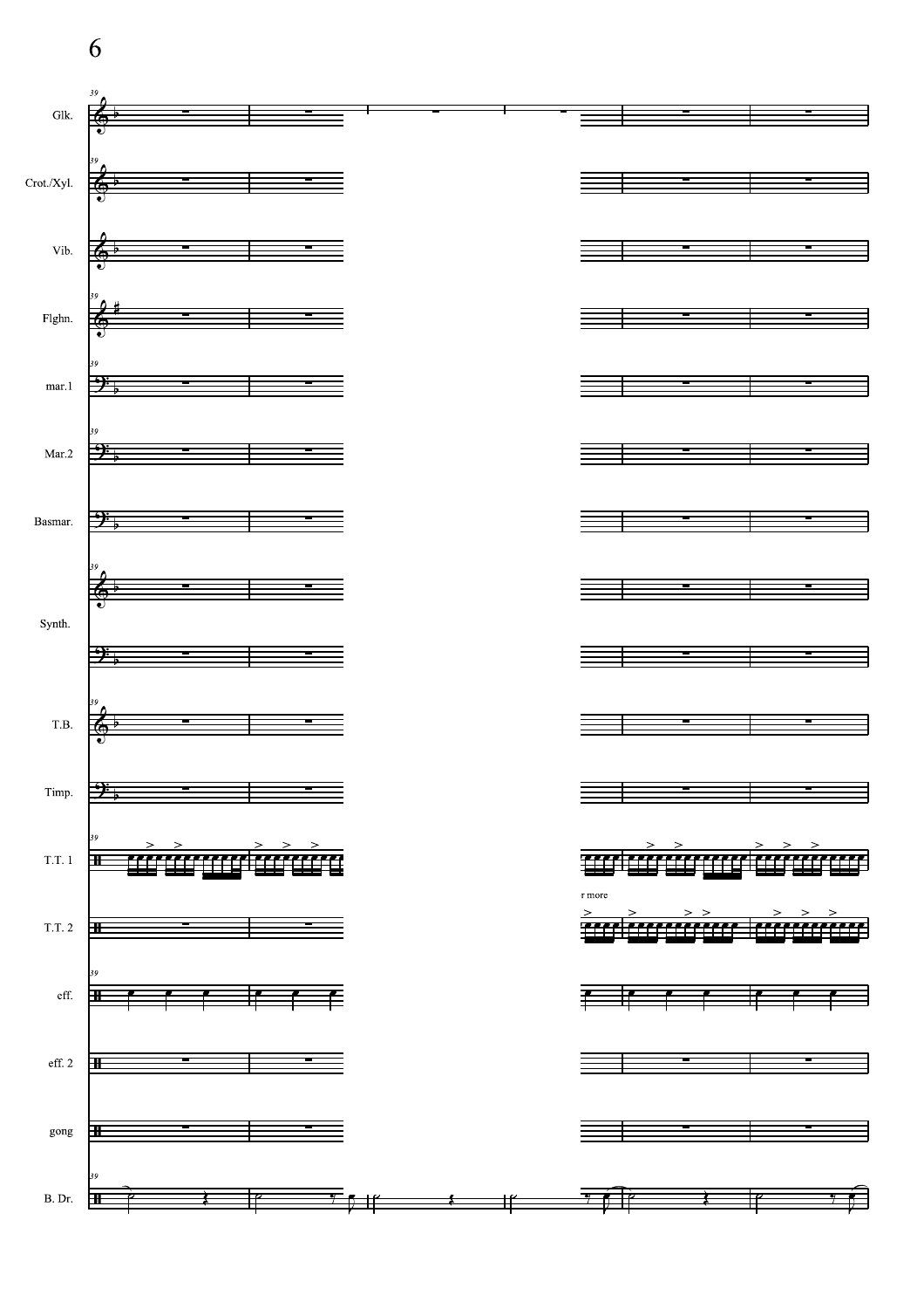Glk.

Crot./Xyl.

Vib.

Flghn.

mar.1

Mar.2

Basmar.

Synth.

T.B.

Timp.

T.T. 1

r more

T.T. 2

eff.

eff. 2

gong

B. Dr.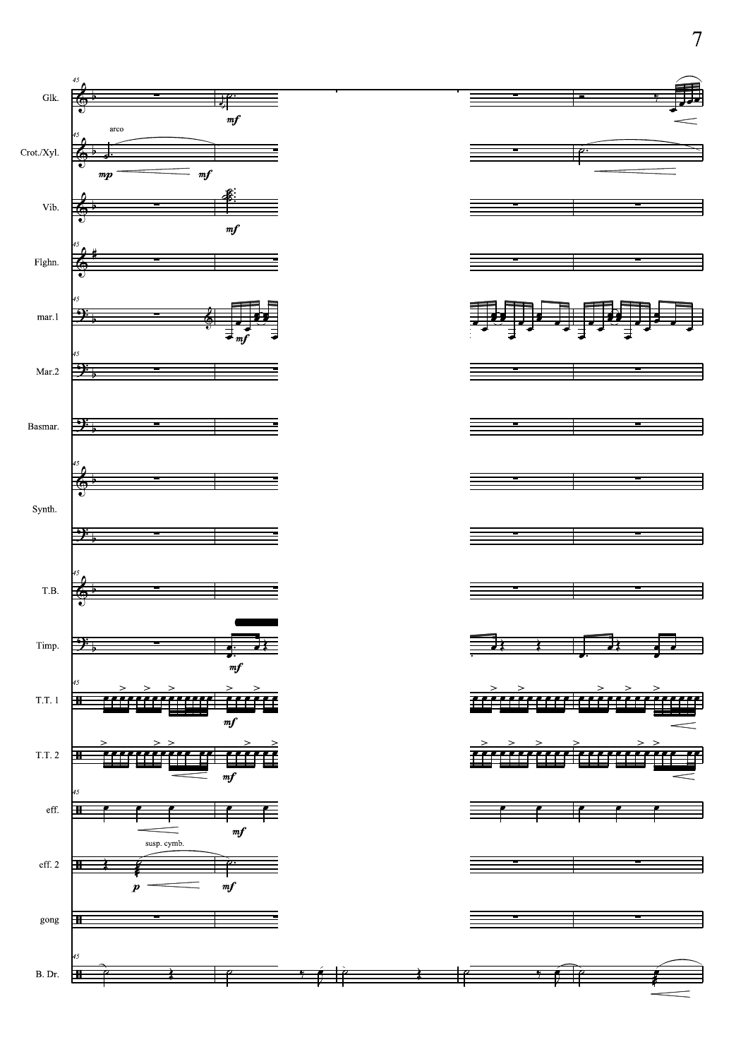Glk.

Crot./Xyl.

arco

Vib.

Flghn.

mar.1

Mar.2

Basmar.

Synth.

T.B.

Timp.

T.T. 1

T.T. 2

eff.

eff. 2

susp. cymb.

gong

B. Dr.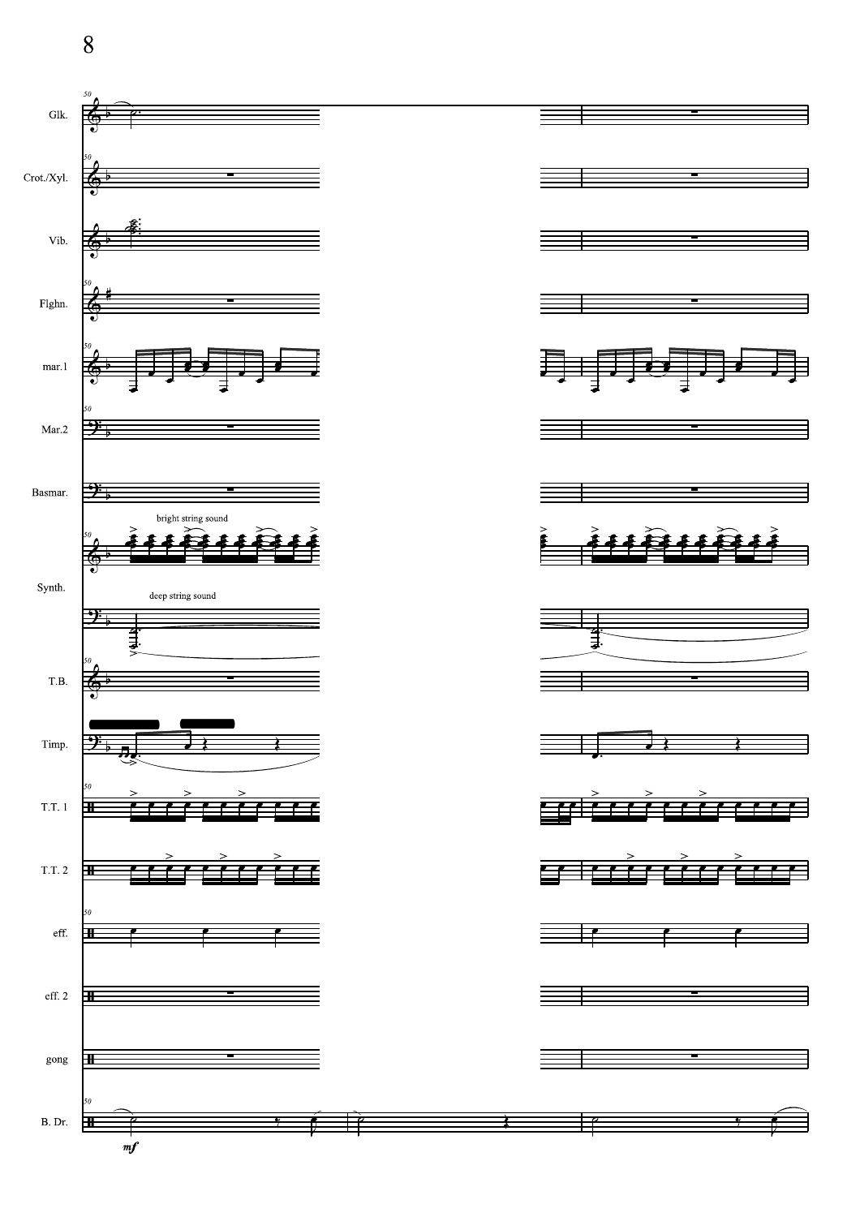Glk.

Crot./Xyl.

Vib.

Flghn.

mar.1

Mar.2

Basmar.

Synth.

bright string sound

deep string sound

T.B.

Timp.

T.T. 1

T.T. 2

eff.

eff. 2

gong

B. Dr.

*mf*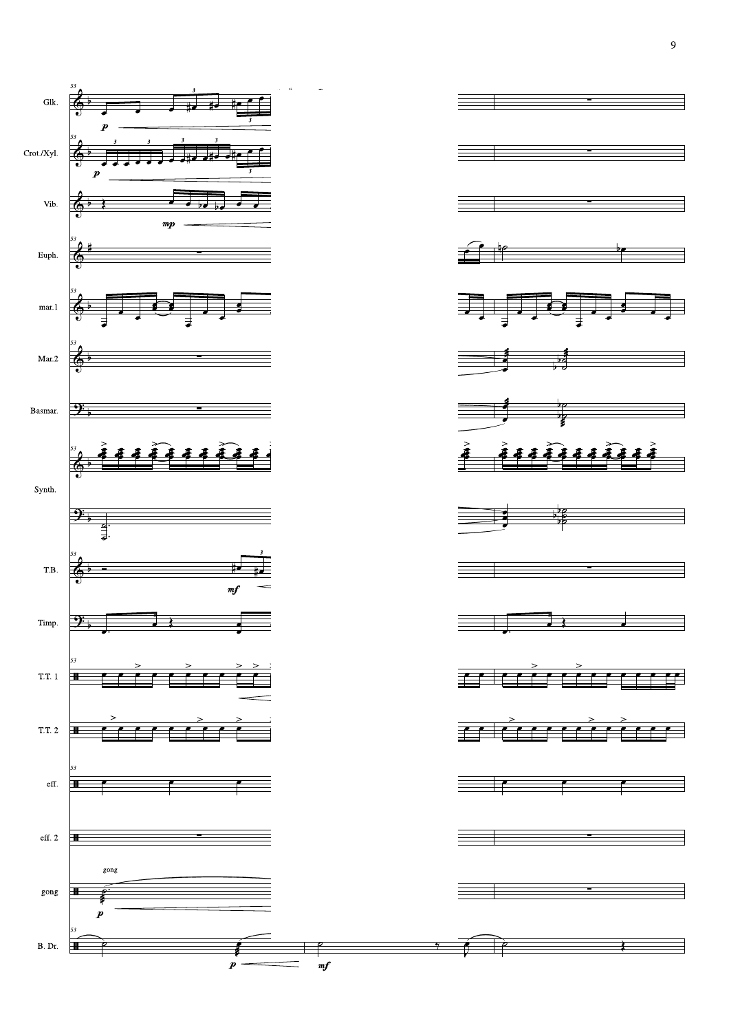Glk.

Crot./Xyl.

Vib.

Euph.

mar.1

Mar.2

Basmar.

Synth.

T.B.

Timp.

T.T. 1

T.T. 2

eff.

eff. 2

gong

B. Dr.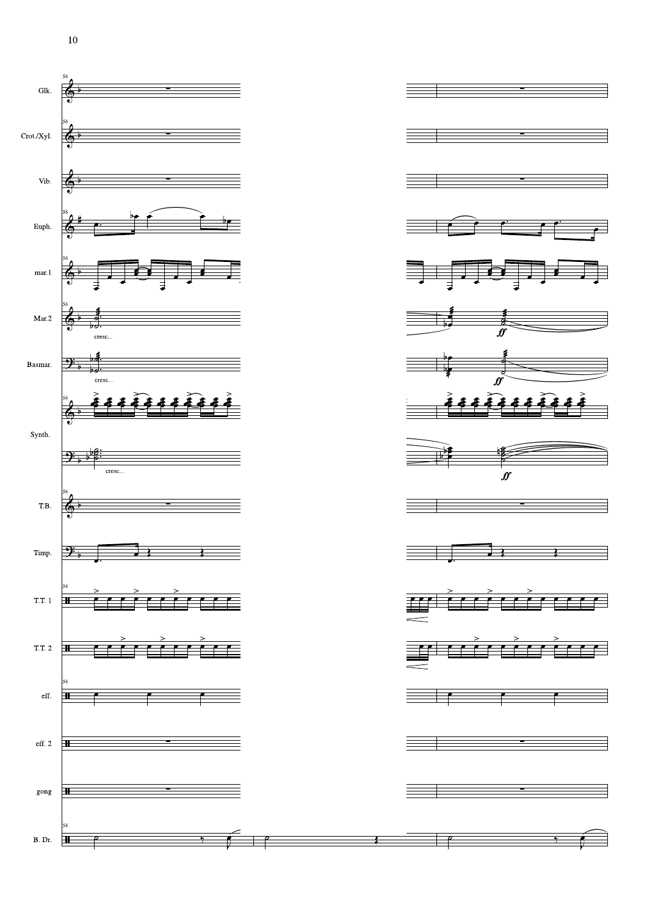56

Glk.

Crot./Xyl.

Vib.

Euph.

mar.1

Mar.2

cresc...

*ff*

Basmar.

cresc...

*ff*

Synth.

cresc...

*ff*

T.B.

Timp.

T.T. 1

T.T. 2

eff.

eff. 2

gong

B. Dr.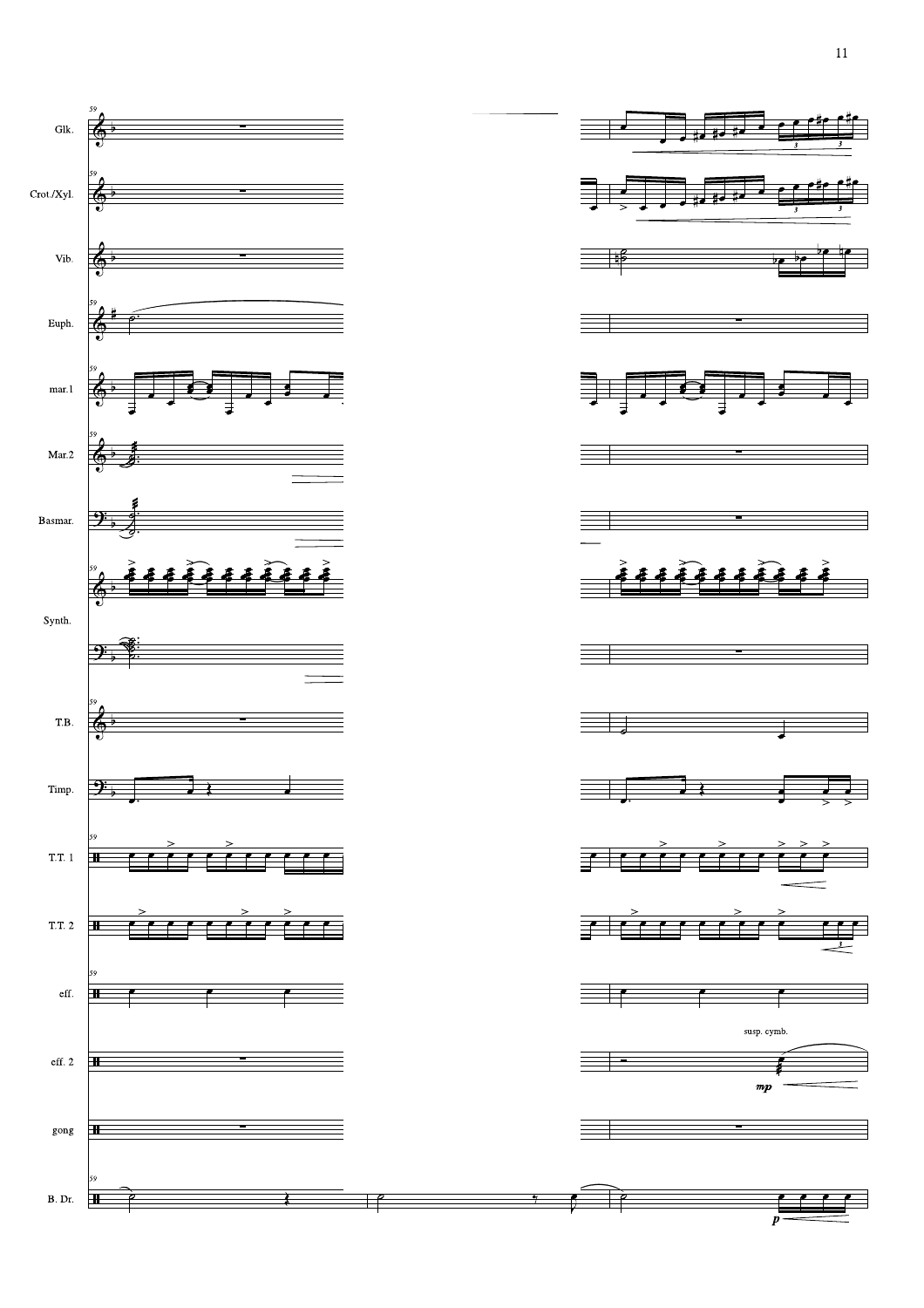Glk.

Crot./Xyl.

Vib.

Euph.

mar.1

Mar.2

Basmar.

Synth.

T.B.

Timp.

T.T. 1

T.T. 2

eff.

eff. 2

susp. cymb.

*mp*

gong

B. Dr.

*p*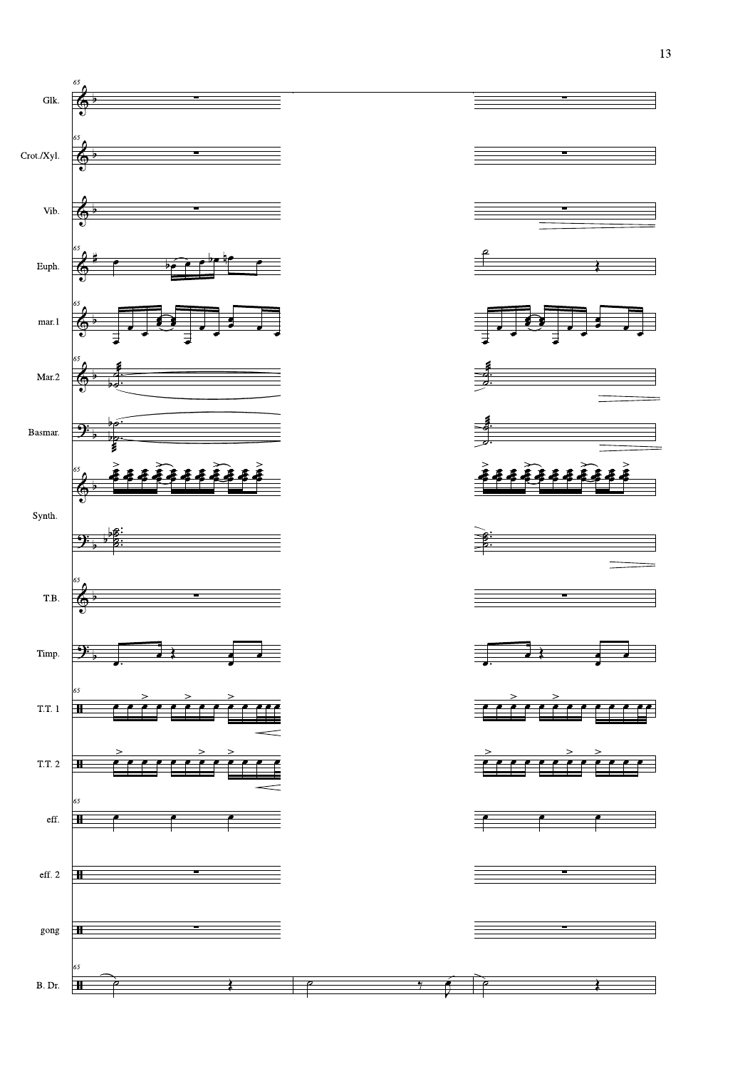Glk.

Crot./Xyl.

Vib.

Euph.

mar.1

Mar.2

Basmar.

Synth.

T.B.

Timp.

T.T. 1

T.T. 2

eff.

eff. 2

gong

B. Dr.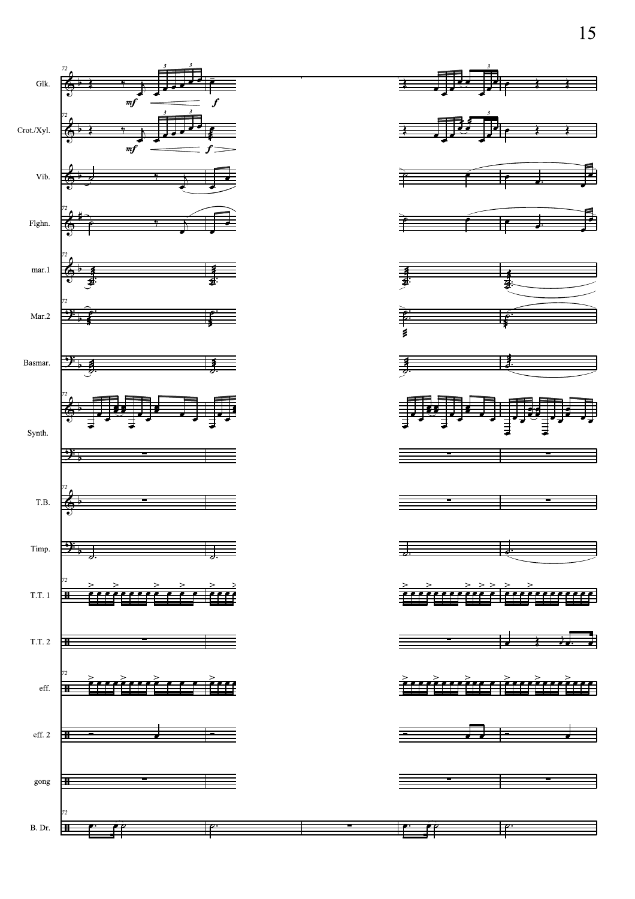Glk.

Crot./Xyl.

Vib.

Flghn.

mar.1

Mar.2

Basmar.

Synth.

T.B.

Timp.

T.T. 1

T.T. 2

eff.

eff. 2

gong

B. Dr.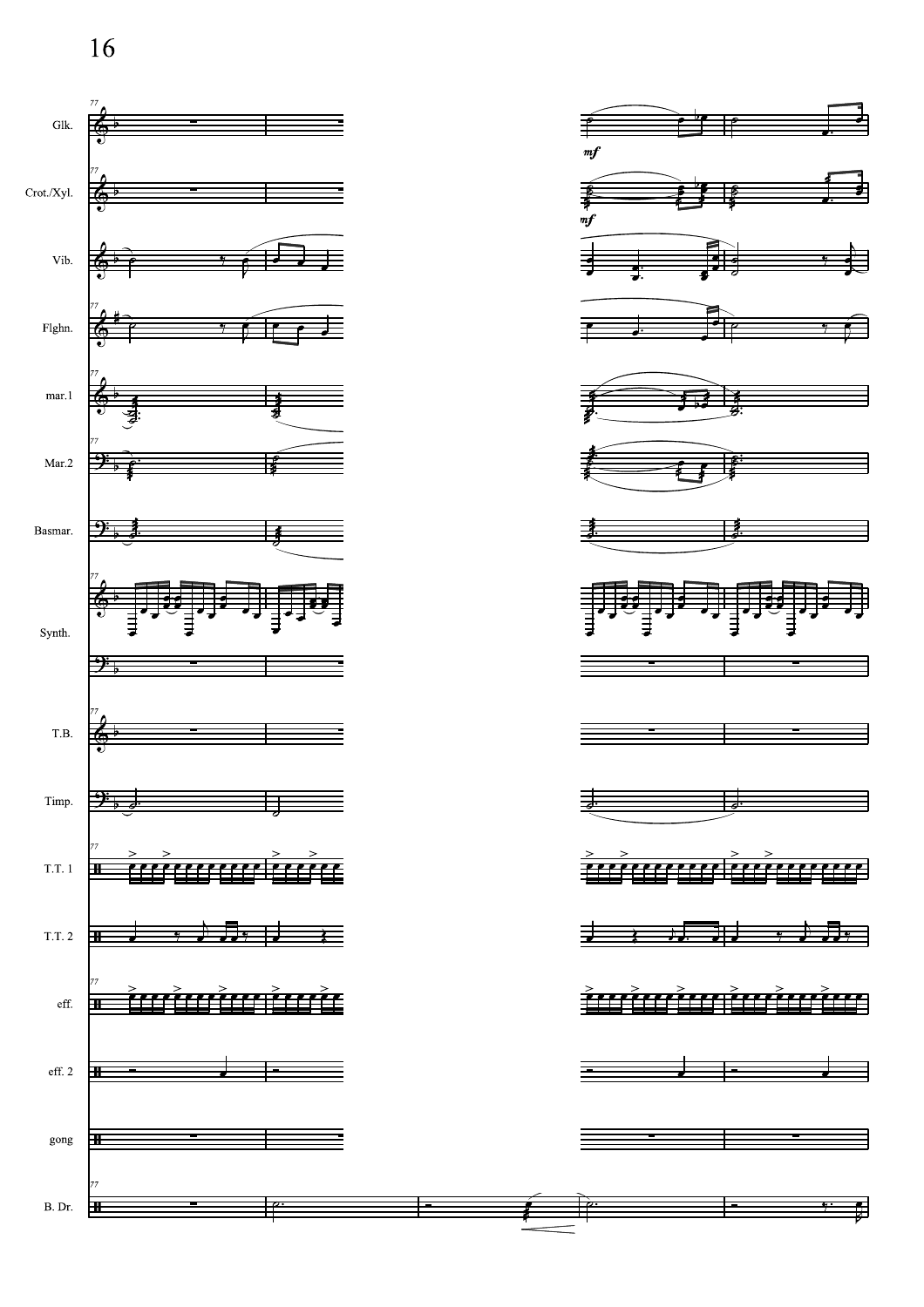Glk.

Crot./Xyl.

Vib.

Flghn.

mar.1

Mar.2

Basmar.

Synth.

T.B.

Timp.

T.T. 1

T.T. 2

eff.

eff. 2

gong

B. Dr.

*mf*

*mf*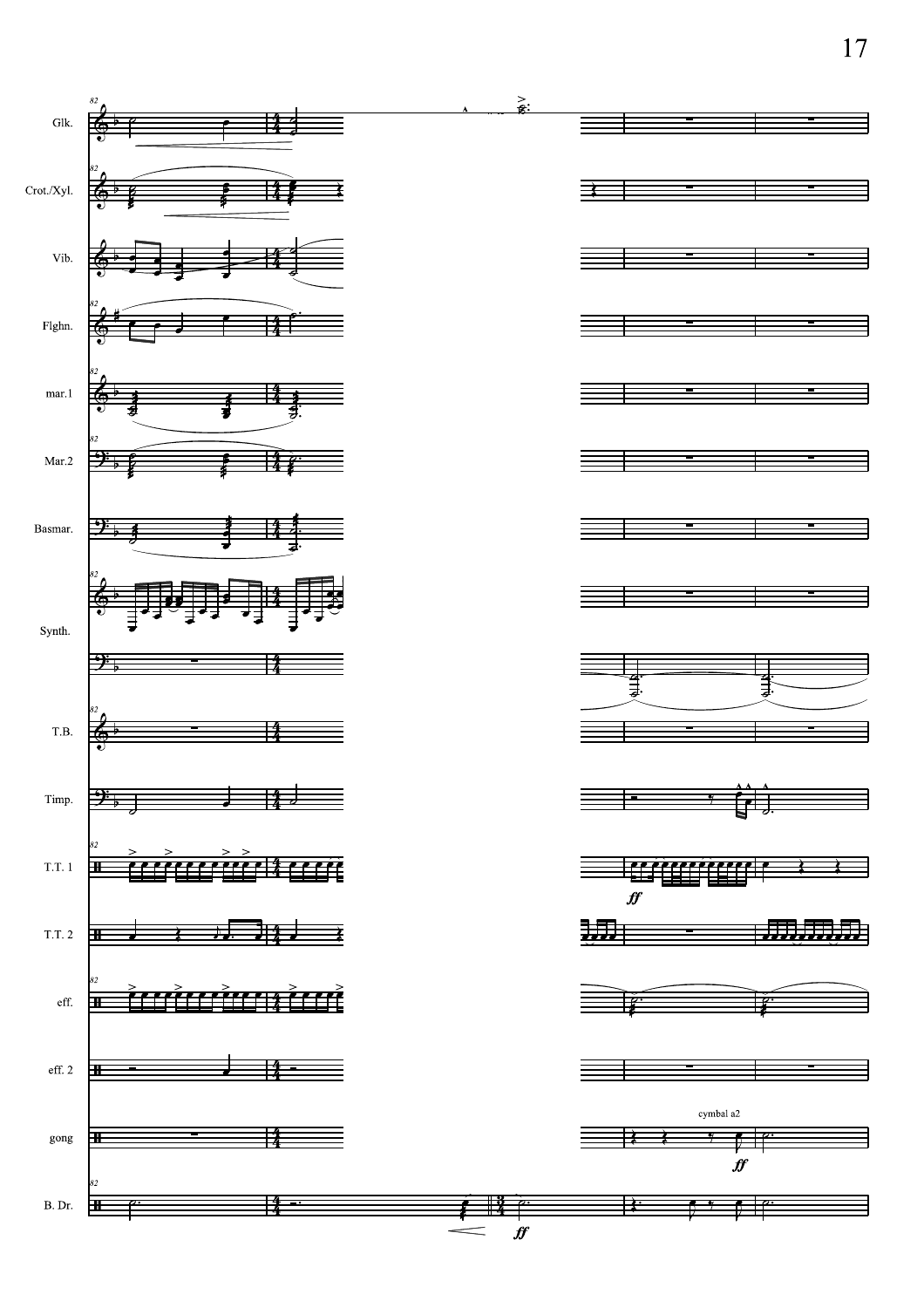Glk.

Crot./Xyl.

Vib.

Flghn.

mar.1

Mar.2

Basmar.

Synth.

T.B.

Timp.

T.T. 1

T.T. 2

eff.

eff. 2

gong

B. Dr.

cymbal a2

*ff*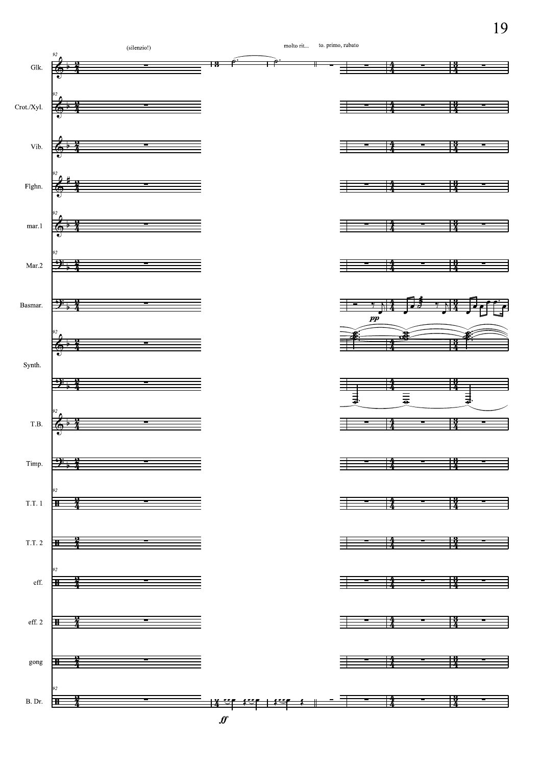(silenzio!)

molto rit... to. primo, rubato

Glk.

Crot./Xyl.

Vib.

Flghn.

mar.1

Mar.2

Basmar.

*pp*

Synth.

T.B.

Timp.

T.T. 1

T.T. 2

eff.

eff. 2

gong

B. Dr.

*ff*